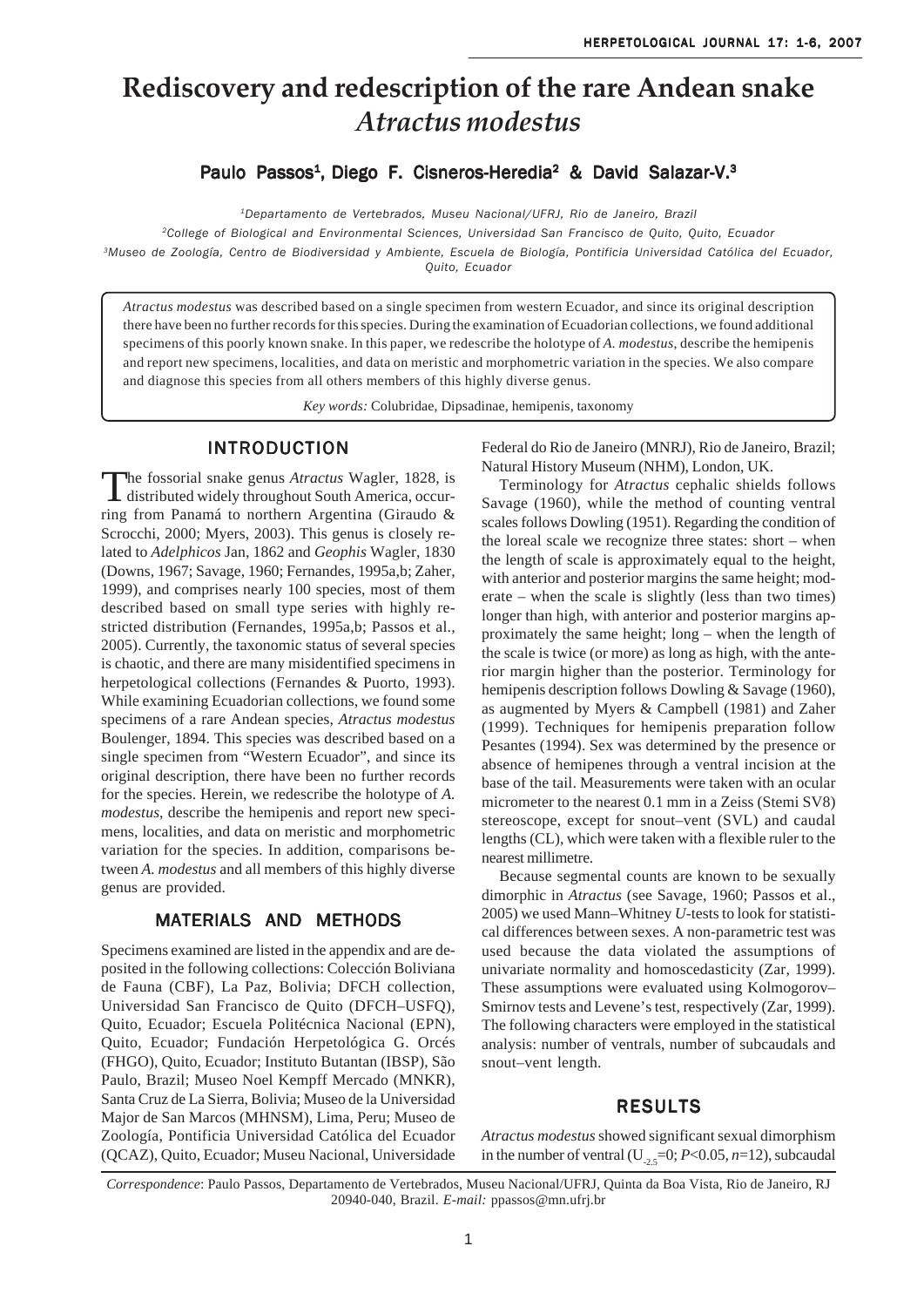# Rediscovery and redescription of the rare Andean snake *Atractus modestus*

**Paulo Passos[1], Diego F. Cisneros-Heredia[2] & David Salazar-V.[3]**

[1]*Departamento de Vertebrados, Museu Nacional/UFRJ, Rio de Janeiro, Brazil*

[2]*College of Biological and Environmental Sciences, Universidad San Francisco de Quito, Quito, Ecuador*

[3]*Museo de Zoología, Centro de Biodiversidad y Ambiente, Escuela de Biología, Pontificia Universidad Católica del Ecuador, Quito, Ecuador*

*Atractus modestus* was described based on a single specimen from western Ecuador, and since its original description there have been no further records for this species. During the examination of Ecuadorian collections, we found additional specimens of this poorly known snake. In this paper, we redescribe the holotype of *A. modestus*, describe the hemipenis and report new specimens, localities, and data on meristic and morphometric variation in the species. We also compare and diagnose this species from all others members of this highly diverse genus.

*Key words:* Colubridae, Dipsadinae, hemipenis, taxonomy

## INTRODUCTION

The fossorial snake genus *Atractus* Wagler, 1828, is distributed widely throughout South America, occurring from Panamá to northern Argentina (Giraudo & Scrocchi, 2000; Myers, 2003). This genus is closely related to *Adelphicos* Jan, 1862 and *Geophis* Wagler, 1830 (Downs, 1967; Savage, 1960; Fernandes, 1995a,b; Zaher, 1999), and comprises nearly 100 species, most of them described based on small type series with highly restricted distribution (Fernandes, 1995a,b; Passos et al., 2005). Currently, the taxonomic status of several species is chaotic, and there are many misidentified specimens in herpetological collections (Fernandes & Puorto, 1993). While examining Ecuadorian collections, we found some specimens of a rare Andean species, *Atractus modestus* Boulenger, 1894. This species was described based on a single specimen from "Western Ecuador", and since its original description, there have been no further records for the species. Herein, we redescribe the holotype of *A. modestus*, describe the hemipenis and report new specimens, localities, and data on meristic and morphometric variation for the species. In addition, comparisons between *A. modestus* and all members of this highly diverse genus are provided.

## MATERIALS AND METHODS

Specimens examined are listed in the appendix and are deposited in the following collections: Colección Boliviana de Fauna (CBF), La Paz, Bolivia; DFCH collection, Universidad San Francisco de Quito (DFCH–USFQ), Quito, Ecuador; Escuela Politécnica Nacional (EPN), Quito, Ecuador; Fundación Herpetológica G. Orcés (FHGO), Quito, Ecuador; Instituto Butantan (IBSP), São Paulo, Brazil; Museo Noel Kempff Mercado (MNKR), Santa Cruz de La Sierra, Bolivia; Museo de la Universidad Major de San Marcos (MHNSM), Lima, Peru; Museo de Zoología, Pontificia Universidad Católica del Ecuador (QCAZ), Quito, Ecuador; Museu Nacional, Universidade Federal do Rio de Janeiro (MNRJ), Rio de Janeiro, Brazil; Natural History Museum (NHM), London, UK.

Terminology for *Atractus* cephalic shields follows Savage (1960), while the method of counting ventral scales follows Dowling (1951). Regarding the condition of the loreal scale we recognize three states: short – when the length of scale is approximately equal to the height, with anterior and posterior margins the same height; moderate – when the scale is slightly (less than two times) longer than high, with anterior and posterior margins approximately the same height; long – when the length of the scale is twice (or more) as long as high, with the anterior margin higher than the posterior. Terminology for hemipenis description follows Dowling & Savage (1960), as augmented by Myers & Campbell (1981) and Zaher (1999). Techniques for hemipenis preparation follow Pesantes (1994). Sex was determined by the presence or absence of hemipenes through a ventral incision at the base of the tail. Measurements were taken with an ocular micrometer to the nearest 0.1 mm in a Zeiss (Stemi SV8) stereoscope, except for snout–vent (SVL) and caudal lengths (CL), which were taken with a flexible ruler to the nearest millimetre.

Because segmental counts are known to be sexually dimorphic in *Atractus* (see Savage, 1960; Passos et al., 2005) we used Mann–Whitney *U*-tests to look for statistical differences between sexes. A non-parametric test was used because the data violated the assumptions of univariate normality and homoscedasticity (Zar, 1999). These assumptions were evaluated using Kolmogorov–Smirnov tests and Levene's test, respectively (Zar, 1999). The following characters were employed in the statistical analysis: number of ventrals, number of subcaudals and snout–vent length.

## RESULTS

*Atractus modestus* showed significant sexual dimorphism in the number of ventral ($U_{-2.5}=0$; $P<0.05$, $n=12$), subcaudal

*Correspondence*: Paulo Passos, Departamento de Vertebrados, Museu Nacional/UFRJ, Quinta da Boa Vista, Rio de Janeiro, RJ 20940-040, Brazil. *E-mail:* ppassos@mn.ufrj.br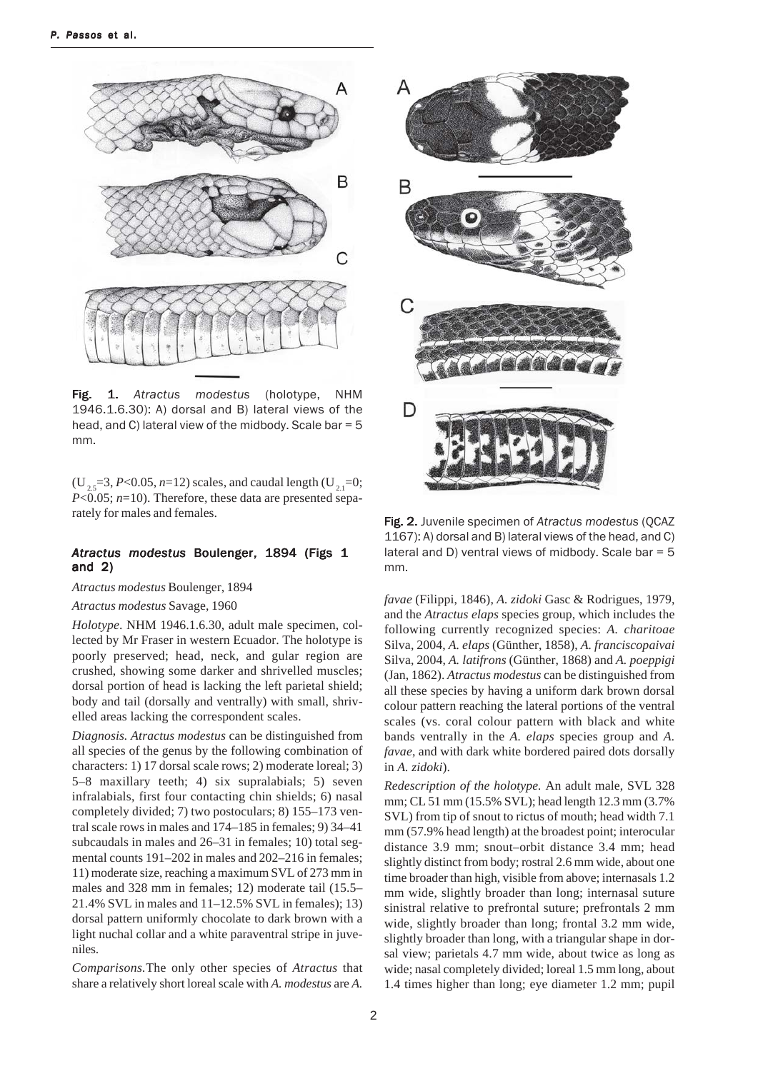Fig. 1. *Atractus modestus* (holotype, NHM 1946.1.6.30): A) dorsal and B) lateral views of the head, and C) lateral view of the midbody. Scale bar = 5 mm.

($U_{2,5}$=3, $P$<0.05, $n$=12) scales, and caudal length ($U_{2,1}$=0; $P$<0.05; $n$=10). Therefore, these data are presented separately for males and females.

### *Atractus modestus* Boulenger, 1894 (Figs 1 and 2)

*Atractus modestus* Boulenger, 1894

*Atractus modestus* Savage, 1960

*Holotype*. NHM 1946.1.6.30, adult male specimen, collected by Mr Fraser in western Ecuador. The holotype is poorly preserved; head, neck, and gular region are crushed, showing some darker and shrivelled muscles; dorsal portion of head is lacking the left parietal shield; body and tail (dorsally and ventrally) with small, shrivelled areas lacking the correspondent scales.

*Diagnosis*. *Atractus modestus* can be distinguished from all species of the genus by the following combination of characters: 1) 17 dorsal scale rows; 2) moderate loreal; 3) 5–8 maxillary teeth; 4) six supralabials; 5) seven infralabials, first four contacting chin shields; 6) nasal completely divided; 7) two postoculars; 8) 155–173 ventral scale rows in males and 174–185 in females; 9) 34–41 subcaudals in males and 26–31 in females; 10) total segmental counts 191–202 in males and 202–216 in females; 11) moderate size, reaching a maximum SVL of 273 mm in males and 328 mm in females; 12) moderate tail (15.5–21.4% SVL in males and 11–12.5% SVL in females); 13) dorsal pattern uniformly chocolate to dark brown with a light nuchal collar and a white paraventral stripe in juveniles.

*Comparisons*.The only other species of *Atractus* that share a relatively short loreal scale with *A. modestus* are *A. favae* (Filippi, 1846), *A. zidoki* Gasc & Rodrigues, 1979, and the *Atractus elaps* species group, which includes the following currently recognized species: *A. charitoae* Silva, 2004, *A. elaps* (Günther, 1858), *A. franciscopaivai* Silva, 2004, *A. latifrons* (Günther, 1868) and *A. poeppigi* (Jan, 1862). *Atractus modestus* can be distinguished from all these species by having a uniform dark brown dorsal colour pattern reaching the lateral portions of the ventral scales (vs. coral colour pattern with black and white bands ventrally in the *A. elaps* species group and *A. favae*, and with dark white bordered paired dots dorsally in *A. zidoki*).

Fig. 2. Juvenile specimen of *Atractus modestus* (QCAZ 1167): A) dorsal and B) lateral views of the head, and C) lateral and D) ventral views of midbody. Scale bar = 5 mm.

*Redescription of the holotype.* An adult male, SVL 328 mm; CL 51 mm (15.5% SVL); head length 12.3 mm (3.7% SVL) from tip of snout to rictus of mouth; head width 7.1 mm (57.9% head length) at the broadest point; interocular distance 3.9 mm; snout–orbit distance 3.4 mm; head slightly distinct from body; rostral 2.6 mm wide, about one time broader than high, visible from above; internasals 1.2 mm wide, slightly broader than long; internasal suture sinistral relative to prefrontal suture; prefrontals 2 mm wide, slightly broader than long; frontal 3.2 mm wide, slightly broader than long, with a triangular shape in dorsal view; parietals 4.7 mm wide, about twice as long as wide; nasal completely divided; loreal 1.5 mm long, about 1.4 times higher than long; eye diameter 1.2 mm; pupil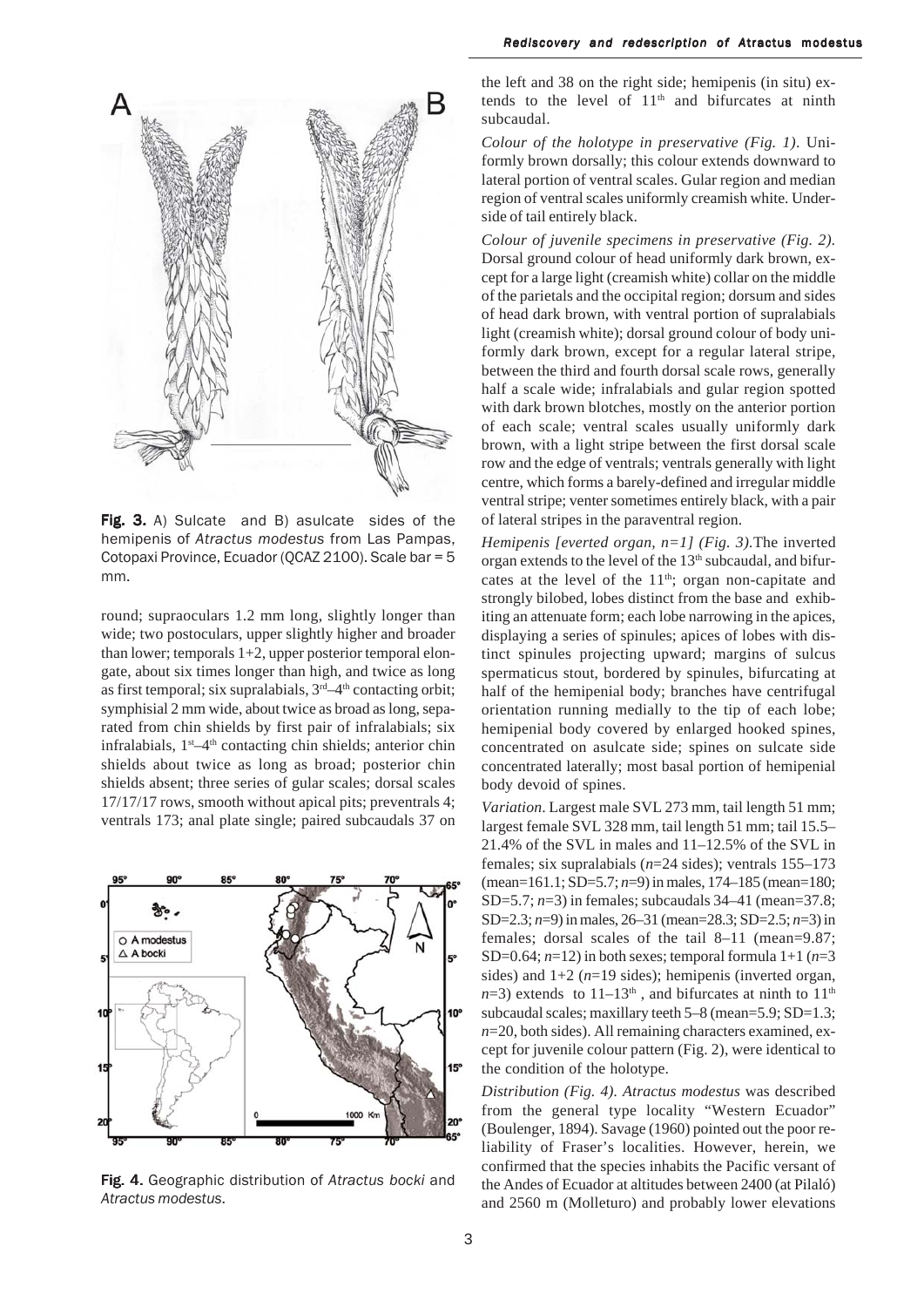Fig. 3. A) Sulcate and B) asulcate sides of the hemipenis of *Atractus modestus* from Las Pampas, Cotopaxi Province, Ecuador (QCAZ 2100). Scale bar = 5 mm.

round; supraoculars 1.2 mm long, slightly longer than wide; two postoculars, upper slightly higher and broader than lower; temporals 1+2, upper posterior temporal elongate, about six times longer than high, and twice as long as first temporal; six supralabials, 3rd–4th contacting orbit; symphisial 2 mm wide, about twice as broad as long, separated from chin shields by first pair of infralabials; six infralabials, 1st–4th contacting chin shields; anterior chin shields about twice as long as broad; posterior chin shields absent; three series of gular scales; dorsal scales 17/17/17 rows, smooth without apical pits; preventrals 4; ventrals 173; anal plate single; paired subcaudals 37 on the left and 38 on the right side; hemipenis (in situ) extends to the level of 11th and bifurcates at ninth subcaudal.

Fig. 4. Geographic distribution of *Atractus bocki* and *Atractus modestus*.

*Colour of the holotype in preservative (Fig. 1)*. Uniformly brown dorsally; this colour extends downward to lateral portion of ventral scales. Gular region and median region of ventral scales uniformly creamish white. Underside of tail entirely black.

*Colour of juvenile specimens in preservative (Fig. 2).* Dorsal ground colour of head uniformly dark brown, except for a large light (creamish white) collar on the middle of the parietals and the occipital region; dorsum and sides of head dark brown, with ventral portion of supralabials light (creamish white); dorsal ground colour of body uniformly dark brown, except for a regular lateral stripe, between the third and fourth dorsal scale rows, generally half a scale wide; infralabials and gular region spotted with dark brown blotches, mostly on the anterior portion of each scale; ventral scales usually uniformly dark brown, with a light stripe between the first dorsal scale row and the edge of ventrals; ventrals generally with light centre, which forms a barely-defined and irregular middle ventral stripe; venter sometimes entirely black, with a pair of lateral stripes in the paraventral region.

*Hemipenis [everted organ, n=1] (Fig. 3).* The inverted organ extends to the level of the 13th subcaudal, and bifurcates at the level of the 11th; organ non-capitate and strongly bilobed, lobes distinct from the base and exhibiting an attenuate form; each lobe narrowing in the apices, displaying a series of spinules; apices of lobes with distinct spinules projecting upward; margins of sulcus spermaticus stout, bordered by spinules, bifurcating at half of the hemipenial body; branches have centrifugal orientation running medially to the tip of each lobe; hemipenial body covered by enlarged hooked spines, concentrated on asulcate side; spines on sulcate side concentrated laterally; most basal portion of hemipenial body devoid of spines.

*Variation*. Largest male SVL 273 mm, tail length 51 mm; largest female SVL 328 mm, tail length 51 mm; tail 15.5–21.4% of the SVL in males and 11–12.5% of the SVL in females; six supralabials ($n$=24 sides); ventrals 155–173 (mean=161.1; SD=5.7; $n$=9) in males, 174–185 (mean=180; SD=5.7; $n$=3) in females; subcaudals 34–41 (mean=37.8; SD=2.3; $n$=9) in males, 26–31 (mean=28.3; SD=2.5; $n$=3) in females; dorsal scales of the tail 8–11 (mean=9.87; SD=0.64; $n$=12) in both sexes; temporal formula 1+1 ($n$=3 sides) and 1+2 ($n$=19 sides); hemipenis (inverted organ, $n$=3) extends to 11–13th, and bifurcates at ninth to 11th subcaudal scales; maxillary teeth 5–8 (mean=5.9; SD=1.3; $n$=20, both sides). All remaining characters examined, except for juvenile colour pattern (Fig. 2), were identical to the condition of the holotype.

*Distribution (Fig. 4)*. *Atractus modestus* was described from the general type locality "Western Ecuador" (Boulenger, 1894). Savage (1960) pointed out the poor reliability of Fraser's localities. However, herein, we confirmed that the species inhabits the Pacific versant of the Andes of Ecuador at altitudes between 2400 (at Pilaló) and 2560 m (Molleturo) and probably lower elevations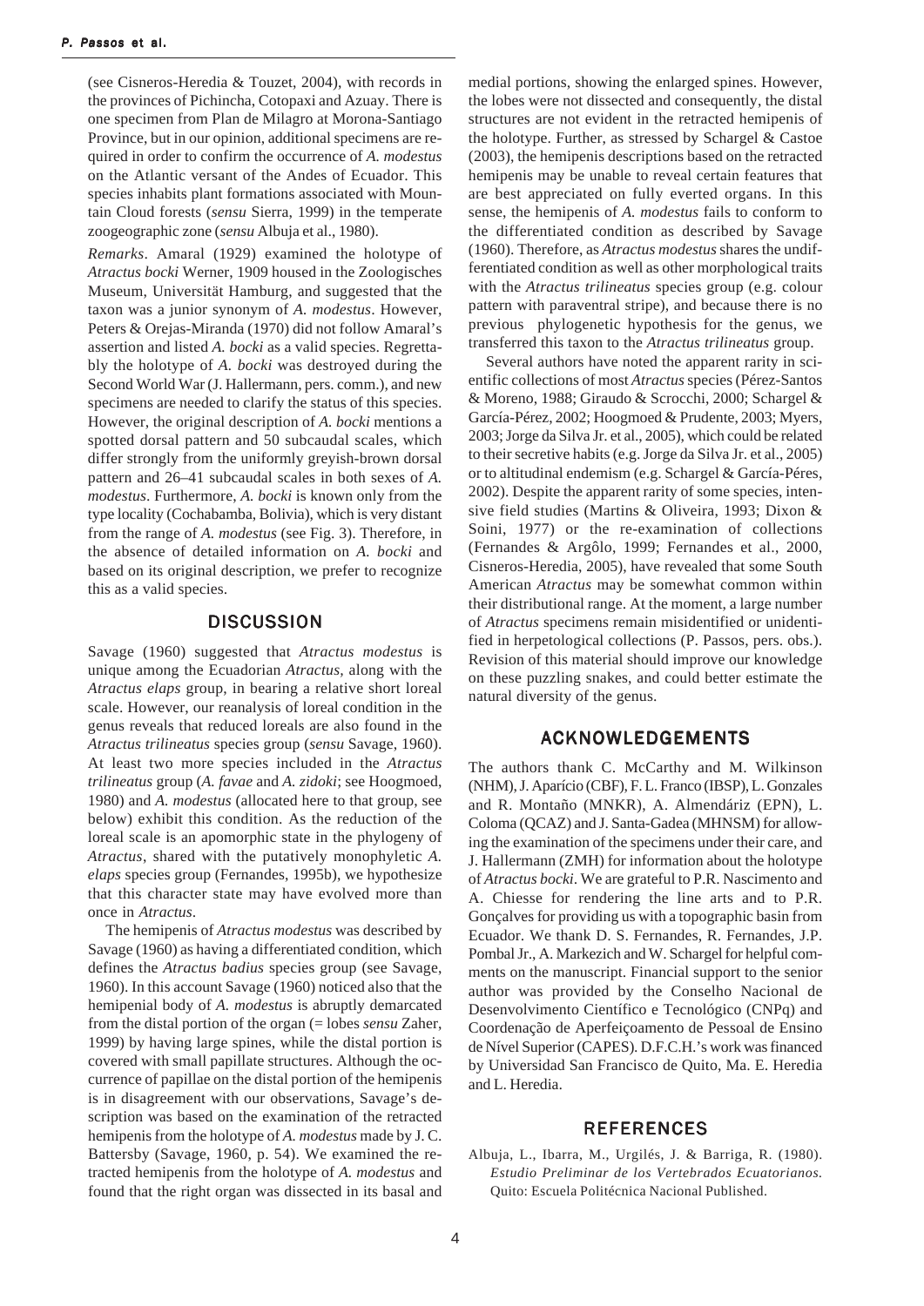(see Cisneros-Heredia & Touzet, 2004), with records in the provinces of Pichincha, Cotopaxi and Azuay. There is one specimen from Plan de Milagro at Morona-Santiago Province, but in our opinion, additional specimens are required in order to confirm the occurrence of *A. modestus* on the Atlantic versant of the Andes of Ecuador. This species inhabits plant formations associated with Mountain Cloud forests (*sensu* Sierra, 1999) in the temperate zoogeographic zone (*sensu* Albuja et al., 1980).

*Remarks*. Amaral (1929) examined the holotype of *Atractus bocki* Werner, 1909 housed in the Zoologisches Museum, Universität Hamburg, and suggested that the taxon was a junior synonym of *A. modestus*. However, Peters & Orejas-Miranda (1970) did not follow Amaral's assertion and listed *A. bocki* as a valid species. Regrettably the holotype of *A. bocki* was destroyed during the Second World War (J. Hallermann, pers. comm.), and new specimens are needed to clarify the status of this species. However, the original description of *A. bocki* mentions a spotted dorsal pattern and 50 subcaudal scales, which differ strongly from the uniformly greyish-brown dorsal pattern and 26–41 subcaudal scales in both sexes of *A. modestus*. Furthermore, *A. bocki* is known only from the type locality (Cochabamba, Bolivia), which is very distant from the range of *A. modestus* (see Fig. 3). Therefore, in the absence of detailed information on *A. bocki* and based on its original description, we prefer to recognize this as a valid species.

## DISCUSSION

Savage (1960) suggested that *Atractus modestus* is unique among the Ecuadorian *Atractus*, along with the *Atractus elaps* group, in bearing a relative short loreal scale. However, our reanalysis of loreal condition in the genus reveals that reduced loreals are also found in the *Atractus trilineatus* species group (*sensu* Savage, 1960). At least two more species included in the *Atractus trilineatus* group (*A. favae* and *A. zidoki*; see Hoogmoed, 1980) and *A. modestus* (allocated here to that group, see below) exhibit this condition. As the reduction of the loreal scale is an apomorphic state in the phylogeny of *Atractus*, shared with the putatively monophyletic *A. elaps* species group (Fernandes, 1995b), we hypothesize that this character state may have evolved more than once in *Atractus*.

The hemipenis of *Atractus modestus* was described by Savage (1960) as having a differentiated condition, which defines the *Atractus badius* species group (see Savage, 1960). In this account Savage (1960) noticed also that the hemipenial body of *A. modestus* is abruptly demarcated from the distal portion of the organ (= lobes *sensu* Zaher, 1999) by having large spines, while the distal portion is covered with small papillate structures. Although the occurrence of papillae on the distal portion of the hemipenis is in disagreement with our observations, Savage's description was based on the examination of the retracted hemipenis from the holotype of *A. modestus* made by J. C. Battersby (Savage, 1960, p. 54). We examined the retracted hemipenis from the holotype of *A. modestus* and found that the right organ was dissected in its basal and medial portions, showing the enlarged spines. However, the lobes were not dissected and consequently, the distal structures are not evident in the retracted hemipenis of the holotype. Further, as stressed by Schargel & Castoe (2003), the hemipenis descriptions based on the retracted hemipenis may be unable to reveal certain features that are best appreciated on fully everted organs. In this sense, the hemipenis of *A. modestus* fails to conform to the differentiated condition as described by Savage (1960). Therefore, as *Atractus modestus* shares the undifferentiated condition as well as other morphological traits with the *Atractus trilineatus* species group (e.g. colour pattern with paraventral stripe), and because there is no previous phylogenetic hypothesis for the genus, we transferred this taxon to the *Atractus trilineatus* group.

Several authors have noted the apparent rarity in scientific collections of most *Atractus* species (Pérez-Santos & Moreno, 1988; Giraudo & Scrocchi, 2000; Schargel & García-Pérez, 2002; Hoogmoed & Prudente, 2003; Myers, 2003; Jorge da Silva Jr. et al., 2005), which could be related to their secretive habits (e.g. Jorge da Silva Jr. et al., 2005) or to altitudinal endemism (e.g. Schargel & García-Péres, 2002). Despite the apparent rarity of some species, intensive field studies (Martins & Oliveira, 1993; Dixon & Soini, 1977) or the re-examination of collections (Fernandes & Argôlo, 1999; Fernandes et al., 2000, Cisneros-Heredia, 2005), have revealed that some South American *Atractus* may be somewhat common within their distributional range. At the moment, a large number of *Atractus* specimens remain misidentified or unidentified in herpetological collections (P. Passos, pers. obs.). Revision of this material should improve our knowledge on these puzzling snakes, and could better estimate the natural diversity of the genus.

## ACKNOWLEDGEMENTS

The authors thank C. McCarthy and M. Wilkinson (NHM), J. Aparício (CBF), F. L. Franco (IBSP), L. Gonzales and R. Montaño (MNKR), A. Almendáriz (EPN), L. Coloma (QCAZ) and J. Santa-Gadea (MHNSM) for allowing the examination of the specimens under their care, and J. Hallermann (ZMH) for information about the holotype of *Atractus bocki*. We are grateful to P.R. Nascimento and A. Chiesse for rendering the line arts and to P.R. Gonçalves for providing us with a topographic basin from Ecuador. We thank D. S. Fernandes, R. Fernandes, J.P. Pombal Jr., A. Markezich and W. Schargel for helpful comments on the manuscript. Financial support to the senior author was provided by the Conselho Nacional de Desenvolvimento Científico e Tecnológico (CNPq) and Coordenação de Aperfeiçoamento de Pessoal de Ensino de Nível Superior (CAPES). D.F.C.H.'s work was financed by Universidad San Francisco de Quito, Ma. E. Heredia and L. Heredia.

## REFERENCES

Albuja, L., Ibarra, M., Urgilés, J. & Barriga, R. (1980). *Estudio Preliminar de los Vertebrados Ecuatorianos.* Quito: Escuela Politécnica Nacional Published.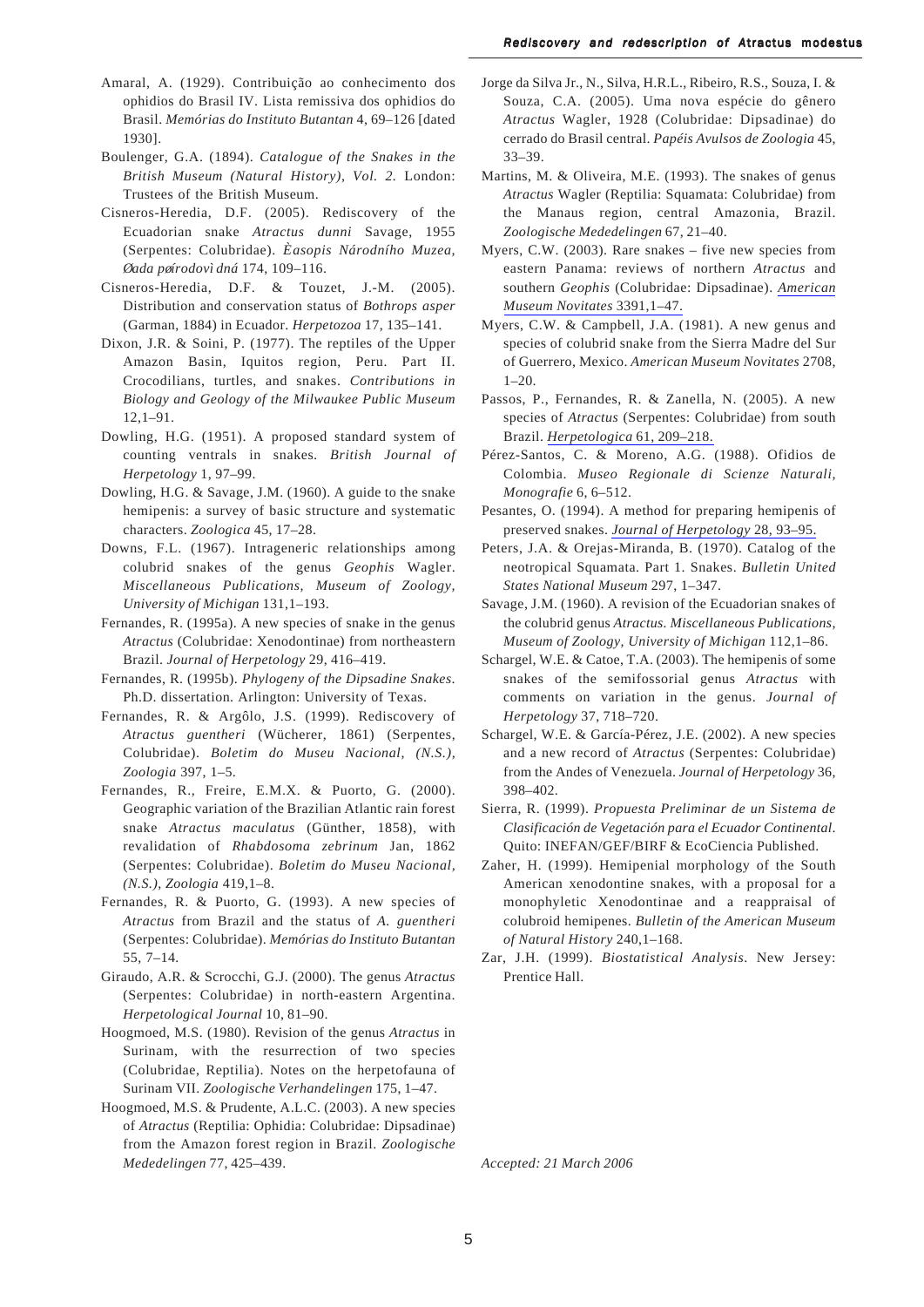Amaral, A. (1929). Contribuição ao conhecimento dos ophidios do Brasil IV. Lista remissiva dos ophidios do Brasil. *Memórias do Instituto Butantan* 4, 69–126 [dated 1930].

Boulenger, G.A. (1894). *Catalogue of the Snakes in the British Museum (Natural History), Vol. 2.* London: Trustees of the British Museum.

Cisneros-Heredia, D.F. (2005). Rediscovery of the Ecuadorian snake *Atractus dunni* Savage, 1955 (Serpentes: Colubridae). *Èasopis Národního Muzea, Øada pøírodovì dná* 174, 109–116.

Cisneros-Heredia, D.F. & Touzet, J.-M. (2005). Distribution and conservation status of *Bothrops asper* (Garman, 1884) in Ecuador. *Herpetozoa* 17, 135–141.

Dixon, J.R. & Soini, P. (1977). The reptiles of the Upper Amazon Basin, Iquitos region, Peru. Part II. Crocodilians, turtles, and snakes. *Contributions in Biology and Geology of the Milwaukee Public Museum* 12,1–91.

Dowling, H.G. (1951). A proposed standard system of counting ventrals in snakes. *British Journal of Herpetology* 1, 97–99.

Dowling, H.G. & Savage, J.M. (1960). A guide to the snake hemipenis: a survey of basic structure and systematic characters. *Zoologica* 45, 17–28.

Downs, F.L. (1967). Intrageneric relationships among colubrid snakes of the genus *Geophis* Wagler. *Miscellaneous Publications, Museum of Zoology, University of Michigan* 131,1–193.

Fernandes, R. (1995a). A new species of snake in the genus *Atractus* (Colubridae: Xenodontinae) from northeastern Brazil. *Journal of Herpetology* 29, 416–419.

Fernandes, R. (1995b). *Phylogeny of the Dipsadine Snakes*. Ph.D. dissertation. Arlington: University of Texas.

Fernandes, R. & Argôlo, J.S. (1999). Rediscovery of *Atractus guentheri* (Wücherer, 1861) (Serpentes, Colubridae). *Boletim do Museu Nacional, (N.S.), Zoologia* 397, 1–5.

Fernandes, R., Freire, E.M.X. & Puorto, G. (2000). Geographic variation of the Brazilian Atlantic rain forest snake *Atractus maculatus* (Günther, 1858), with revalidation of *Rhabdosoma zebrinum* Jan, 1862 (Serpentes: Colubridae). *Boletim do Museu Nacional, (N.S.), Zoologia* 419,1–8.

Fernandes, R. & Puorto, G. (1993). A new species of *Atractus* from Brazil and the status of *A. guentheri* (Serpentes: Colubridae). *Memórias do Instituto Butantan* 55, 7–14.

Giraudo, A.R. & Scrocchi, G.J. (2000). The genus *Atractus* (Serpentes: Colubridae) in north-eastern Argentina. *Herpetological Journal* 10, 81–90.

Hoogmoed, M.S. (1980). Revision of the genus *Atractus* in Surinam, with the resurrection of two species (Colubridae, Reptilia). Notes on the herpetofauna of Surinam VII. *Zoologische Verhandelingen* 175, 1–47.

Hoogmoed, M.S. & Prudente, A.L.C. (2003). A new species of *Atractus* (Reptilia: Ophidia: Colubridae: Dipsadinae) from the Amazon forest region in Brazil. *Zoologische Mededelingen* 77, 425–439.

Jorge da Silva Jr., N., Silva, H.R.L., Ribeiro, R.S., Souza, I. & Souza, C.A. (2005). Uma nova espécie do gênero *Atractus* Wagler, 1928 (Colubridae: Dipsadinae) do cerrado do Brasil central. *Papéis Avulsos de Zoologia* 45, 33–39.

Martins, M. & Oliveira, M.E. (1993). The snakes of genus *Atractus* Wagler (Reptilia: Squamata: Colubridae) from the Manaus region, central Amazonia, Brazil. *Zoologische Mededelingen* 67, 21–40.

Myers, C.W. (2003). Rare snakes – five new species from eastern Panama: reviews of northern *Atractus* and southern *Geophis* (Colubridae: Dipsadinae). *American Museum Novitates* 3391,1–47.

Myers, C.W. & Campbell, J.A. (1981). A new genus and species of colubrid snake from the Sierra Madre del Sur of Guerrero, Mexico. *American Museum Novitates* 2708, 1–20.

Passos, P., Fernandes, R. & Zanella, N. (2005). A new species of *Atractus* (Serpentes: Colubridae) from south Brazil. *Herpetologica* 61, 209–218.

Pérez-Santos, C. & Moreno, A.G. (1988). Ofidios de Colombia. *Museo Regionale di Scienze Naturali, Monografie* 6, 6–512.

Pesantes, O. (1994). A method for preparing hemipenis of preserved snakes. *Journal of Herpetology* 28, 93–95.

Peters, J.A. & Orejas-Miranda, B. (1970). Catalog of the neotropical Squamata. Part 1. Snakes. *Bulletin United States National Museum* 297, 1–347.

Savage, J.M. (1960). A revision of the Ecuadorian snakes of the colubrid genus *Atractus. Miscellaneous Publications, Museum of Zoology, University of Michigan* 112,1–86.

Schargel, W.E. & Catoe, T.A. (2003). The hemipenis of some snakes of the semifossorial genus *Atractus* with comments on variation in the genus. *Journal of Herpetology* 37, 718–720.

Schargel, W.E. & García-Pérez, J.E. (2002). A new species and a new record of *Atractus* (Serpentes: Colubridae) from the Andes of Venezuela. *Journal of Herpetology* 36, 398–402.

Sierra, R. (1999). *Propuesta Preliminar de un Sistema de Clasificación de Vegetación para el Ecuador Continental*. Quito: INEFAN/GEF/BIRF & EcoCiencia Published.

Zaher, H. (1999). Hemipenial morphology of the South American xenodontine snakes, with a proposal for a monophyletic Xenodontinae and a reappraisal of colubroid hemipenes. *Bulletin of the American Museum of Natural History* 240,1–168.

Zar, J.H. (1999). *Biostatistical Analysis*. New Jersey: Prentice Hall.

*Accepted: 21 March 2006*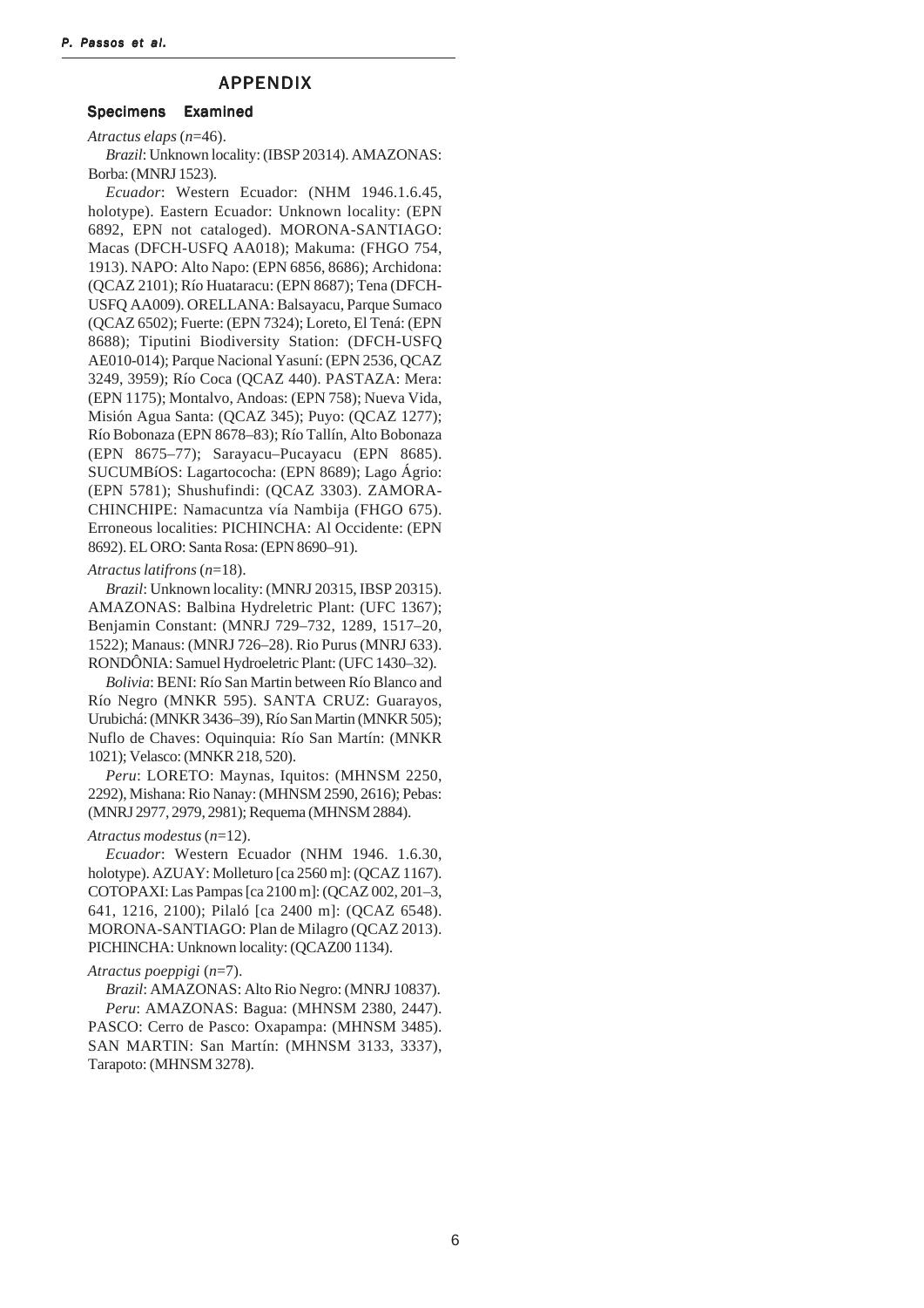## APPENDIX

### Specimens Examined

*Atractus elaps* (*n*=46).

*Brazil*: Unknown locality: (IBSP 20314). AMAZONAS: Borba: (MNRJ 1523).

*Ecuador*: Western Ecuador: (NHM 1946.1.6.45, holotype). Eastern Ecuador: Unknown locality: (EPN 6892, EPN not cataloged). MORONA-SANTIAGO: Macas (DFCH-USFQ AA018); Makuma: (FHGO 754, 1913). NAPO: Alto Napo: (EPN 6856, 8686); Archidona: (QCAZ 2101); Río Huataracu: (EPN 8687); Tena (DFCH-USFQ AA009). ORELLANA: Balsayacu, Parque Sumaco (QCAZ 6502); Fuerte: (EPN 7324); Loreto, El Tená: (EPN 8688); Tiputini Biodiversity Station: (DFCH-USFQ AE010-014); Parque Nacional Yasuní: (EPN 2536, QCAZ 3249, 3959); Río Coca (QCAZ 440). PASTAZA: Mera: (EPN 1175); Montalvo, Andoas: (EPN 758); Nueva Vida, Misión Agua Santa: (QCAZ 345); Puyo: (QCAZ 1277); Río Bobonaza (EPN 8678–83); Río Tallín, Alto Bobonaza (EPN 8675–77); Sarayacu–Pucayacu (EPN 8685). SUCUMBíOS: Lagartococha: (EPN 8689); Lago Ágrio: (EPN 5781); Shushufindi: (QCAZ 3303). ZAMORA-CHINCHIPE: Namacuntza vía Nambija (FHGO 675). Erroneous localities: PICHINCHA: Al Occidente: (EPN 8692). EL ORO: Santa Rosa: (EPN 8690–91).

*Atractus latifrons* (*n*=18).

*Brazil*: Unknown locality: (MNRJ 20315, IBSP 20315). AMAZONAS: Balbina Hydreletric Plant: (UFC 1367); Benjamin Constant: (MNRJ 729–732, 1289, 1517–20, 1522); Manaus: (MNRJ 726–28). Rio Purus (MNRJ 633). RONDÔNIA: Samuel Hydroeletric Plant: (UFC 1430–32).

*Bolivia*: BENI: Río San Martin between Río Blanco and Río Negro (MNKR 595). SANTA CRUZ: Guarayos, Urubichá: (MNKR 3436–39), Río San Martin (MNKR 505); Nuflo de Chaves: Oquinquia: Río San Martín: (MNKR 1021); Velasco: (MNKR 218, 520).

*Peru*: LORETO: Maynas, Iquitos: (MHNSM 2250, 2292), Mishana: Rio Nanay: (MHNSM 2590, 2616); Pebas: (MNRJ 2977, 2979, 2981); Requema (MHNSM 2884).

*Atractus modestus* (*n*=12).

*Ecuador*: Western Ecuador (NHM 1946. 1.6.30, holotype). AZUAY: Molleturo [ca 2560 m]: (QCAZ 1167). COTOPAXI: Las Pampas [ca 2100 m]: (QCAZ 002, 201–3, 641, 1216, 2100); Pilaló [ca 2400 m]: (QCAZ 6548). MORONA-SANTIAGO: Plan de Milagro (QCAZ 2013). PICHINCHA: Unknown locality: (QCAZ00 1134).

*Atractus poeppigi* (*n*=7).

*Brazil*: AMAZONAS: Alto Rio Negro: (MNRJ 10837).

*Peru*: AMAZONAS: Bagua: (MHNSM 2380, 2447). PASCO: Cerro de Pasco: Oxapampa: (MHNSM 3485). SAN MARTIN: San Martín: (MHNSM 3133, 3337), Tarapoto: (MHNSM 3278).